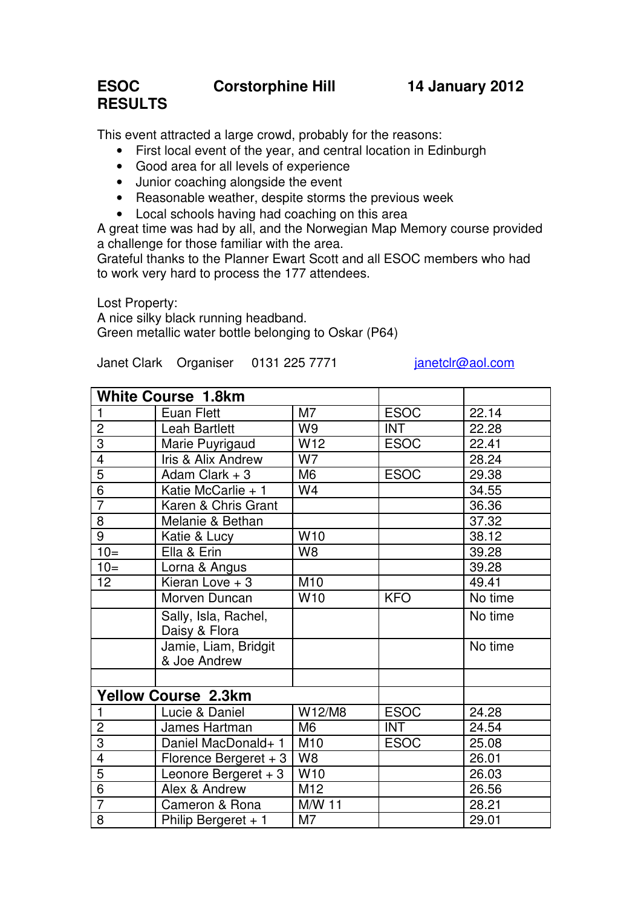# ESOC RESULTS    Corstorphine Hill    14 January 2012

This event attracted a large crowd, probably for the reasons:

- First local event of the year, and central location in Edinburgh
- Good area for all levels of experience
- Junior coaching alongside the event
- Reasonable weather, despite storms the previous week
- Local schools having had coaching on this area

A great time was had by all, and the Norwegian Map Memory course provided a challenge for those familiar with the area.
Grateful thanks to the Planner Ewart Scott and all ESOC members who had to work very hard to process the 177 attendees.

Lost Property:
A nice silky black running headband.
Green metallic water bottle belonging to Oskar (P64)

Janet Clark Organiser 0131 225 7771 janetclr@aol.com

| White Course 1.8km | | | | |
|---|---|---|---|---|
| 1 | Euan Flett | M7 | ESOC | 22.14 |
| 2 | Leah Bartlett | W9 | INT | 22.28 |
| 3 | Marie Puyrigaud | W12 | ESOC | 22.41 |
| 4 | Iris & Alix Andrew | W7 | | 28.24 |
| 5 | Adam Clark + 3 | M6 | ESOC | 29.38 |
| 6 | Katie McCarlie + 1 | W4 | | 34.55 |
| 7 | Karen & Chris Grant | | | 36.36 |
| 8 | Melanie & Bethan | | | 37.32 |
| 9 | Katie & Lucy | W10 | | 38.12 |
| 10= | Ella & Erin | W8 | | 39.28 |
| 10= | Lorna & Angus | | | 39.28 |
| 12 | Kieran Love + 3 | M10 | | 49.41 |
| | Morven Duncan | W10 | KFO | No time |
| | Sally, Isla, Rachel, Daisy & Flora | | | No time |
| | Jamie, Liam, Bridgit & Joe Andrew | | | No time |
| | | | | |
| **Yellow Course 2.3km** | | | | |
| 1 | Lucie & Daniel | W12/M8 | ESOC | 24.28 |
| 2 | James Hartman | M6 | INT | 24.54 |
| 3 | Daniel MacDonald+ 1 | M10 | ESOC | 25.08 |
| 4 | Florence Bergeret + 3 | W8 | | 26.01 |
| 5 | Leonore Bergeret + 3 | W10 | | 26.03 |
| 6 | Alex & Andrew | M12 | | 26.56 |
| 7 | Cameron & Rona | M/W 11 | | 28.21 |
| 8 | Philip Bergeret + 1 | M7 | | 29.01 |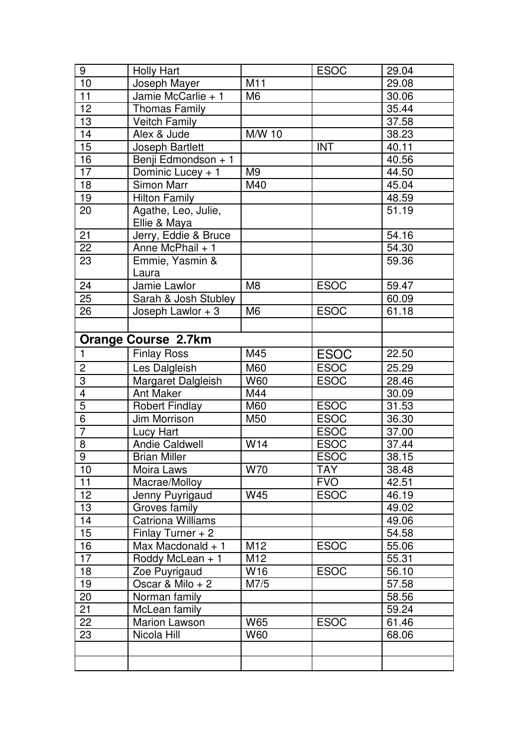| | | | | |
|---|---|---|---|---|
| 9 | Holly Hart | | ESOC | 29.04 |
| 10 | Joseph Mayer | M11 | | 29.08 |
| 11 | Jamie McCarlie + 1 | M6 | | 30.06 |
| 12 | Thomas Family | | | 35.44 |
| 13 | Veitch Family | | | 37.58 |
| 14 | Alex & Jude | M/W 10 | | 38.23 |
| 15 | Joseph Bartlett | | INT | 40.11 |
| 16 | Benji Edmondson + 1 | | | 40.56 |
| 17 | Dominic Lucey + 1 | M9 | | 44.50 |
| 18 | Simon Marr | M40 | | 45.04 |
| 19 | Hilton Family | | | 48.59 |
| 20 | Agathe, Leo, Julie, Ellie & Maya | | | 51.19 |
| 21 | Jerry, Eddie & Bruce | | | 54.16 |
| 22 | Anne McPhail + 1 | | | 54.30 |
| 23 | Emmie, Yasmin & Laura | | | 59.36 |
| 24 | Jamie Lawlor | M8 | ESOC | 59.47 |
| 25 | Sarah & Josh Stubley | | | 60.09 |
| 26 | Joseph Lawlor + 3 | M6 | ESOC | 61.18 |
| | | | | |
| **Orange Course 2.7km** | | | | |
| 1 | Finlay Ross | M45 | ESOC | 22.50 |
| 2 | Les Dalgleish | M60 | ESOC | 25.29 |
| 3 | Margaret Dalgleish | W60 | ESOC | 28.46 |
| 4 | Ant Maker | M44 | | 30.09 |
| 5 | Robert Findlay | M60 | ESOC | 31.53 |
| 6 | Jim Morrison | M50 | ESOC | 36.30 |
| 7 | Lucy Hart | | ESOC | 37.00 |
| 8 | Andie Caldwell | W14 | ESOC | 37.44 |
| 9 | Brian Miller | | ESOC | 38.15 |
| 10 | Moira Laws | W70 | TAY | 38.48 |
| 11 | Macrae/Molloy | | FVO | 42.51 |
| 12 | Jenny Puyrigaud | W45 | ESOC | 46.19 |
| 13 | Groves family | | | 49.02 |
| 14 | Catriona Williams | | | 49.06 |
| 15 | Finlay Turner + 2 | | | 54.58 |
| 16 | Max Macdonald + 1 | M12 | ESOC | 55.06 |
| 17 | Roddy McLean + 1 | M12 | | 55.31 |
| 18 | Zoe Puyrigaud | W16 | ESOC | 56.10 |
| 19 | Oscar & Milo + 2 | M7/5 | | 57.58 |
| 20 | Norman family | | | 58.56 |
| 21 | McLean family | | | 59.24 |
| 22 | Marion Lawson | W65 | ESOC | 61.46 |
| 23 | Nicola Hill | W60 | | 68.06 |
| | | | | |
| | | | | |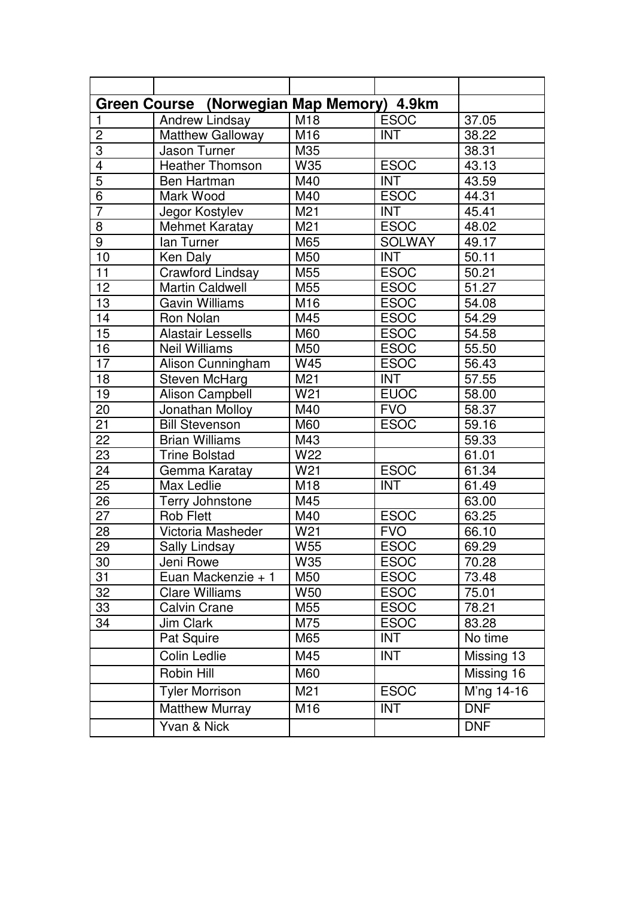| | | | | |
|---|---|---|---|---|
| **Green Course (Norwegian Map Memory) 4.9km** | | | | |
| 1 | Andrew Lindsay | M18 | ESOC | 37.05 |
| 2 | Matthew Galloway | M16 | INT | 38.22 |
| 3 | Jason Turner | M35 | | 38.31 |
| 4 | Heather Thomson | W35 | ESOC | 43.13 |
| 5 | Ben Hartman | M40 | INT | 43.59 |
| 6 | Mark Wood | M40 | ESOC | 44.31 |
| 7 | Jegor Kostylev | M21 | INT | 45.41 |
| 8 | Mehmet Karatay | M21 | ESOC | 48.02 |
| 9 | Ian Turner | M65 | SOLWAY | 49.17 |
| 10 | Ken Daly | M50 | INT | 50.11 |
| 11 | Crawford Lindsay | M55 | ESOC | 50.21 |
| 12 | Martin Caldwell | M55 | ESOC | 51.27 |
| 13 | Gavin Williams | M16 | ESOC | 54.08 |
| 14 | Ron Nolan | M45 | ESOC | 54.29 |
| 15 | Alastair Lessells | M60 | ESOC | 54.58 |
| 16 | Neil Williams | M50 | ESOC | 55.50 |
| 17 | Alison Cunningham | W45 | ESOC | 56.43 |
| 18 | Steven McHarg | M21 | INT | 57.55 |
| 19 | Alison Campbell | W21 | EUOC | 58.00 |
| 20 | Jonathan Molloy | M40 | FVO | 58.37 |
| 21 | Bill Stevenson | M60 | ESOC | 59.16 |
| 22 | Brian Williams | M43 | | 59.33 |
| 23 | Trine Bolstad | W22 | | 61.01 |
| 24 | Gemma Karatay | W21 | ESOC | 61.34 |
| 25 | Max Ledlie | M18 | INT | 61.49 |
| 26 | Terry Johnstone | M45 | | 63.00 |
| 27 | Rob Flett | M40 | ESOC | 63.25 |
| 28 | Victoria Masheder | W21 | FVO | 66.10 |
| 29 | Sally Lindsay | W55 | ESOC | 69.29 |
| 30 | Jeni Rowe | W35 | ESOC | 70.28 |
| 31 | Euan Mackenzie + 1 | M50 | ESOC | 73.48 |
| 32 | Clare Williams | W50 | ESOC | 75.01 |
| 33 | Calvin Crane | M55 | ESOC | 78.21 |
| 34 | Jim Clark | M75 | ESOC | 83.28 |
| | Pat Squire | M65 | INT | No time |
| | Colin Ledlie | M45 | INT | Missing 13 |
| | Robin Hill | M60 | | Missing 16 |
| | Tyler Morrison | M21 | ESOC | M'ng 14-16 |
| | Matthew Murray | M16 | INT | DNF |
| | Yvan & Nick | | | DNF |